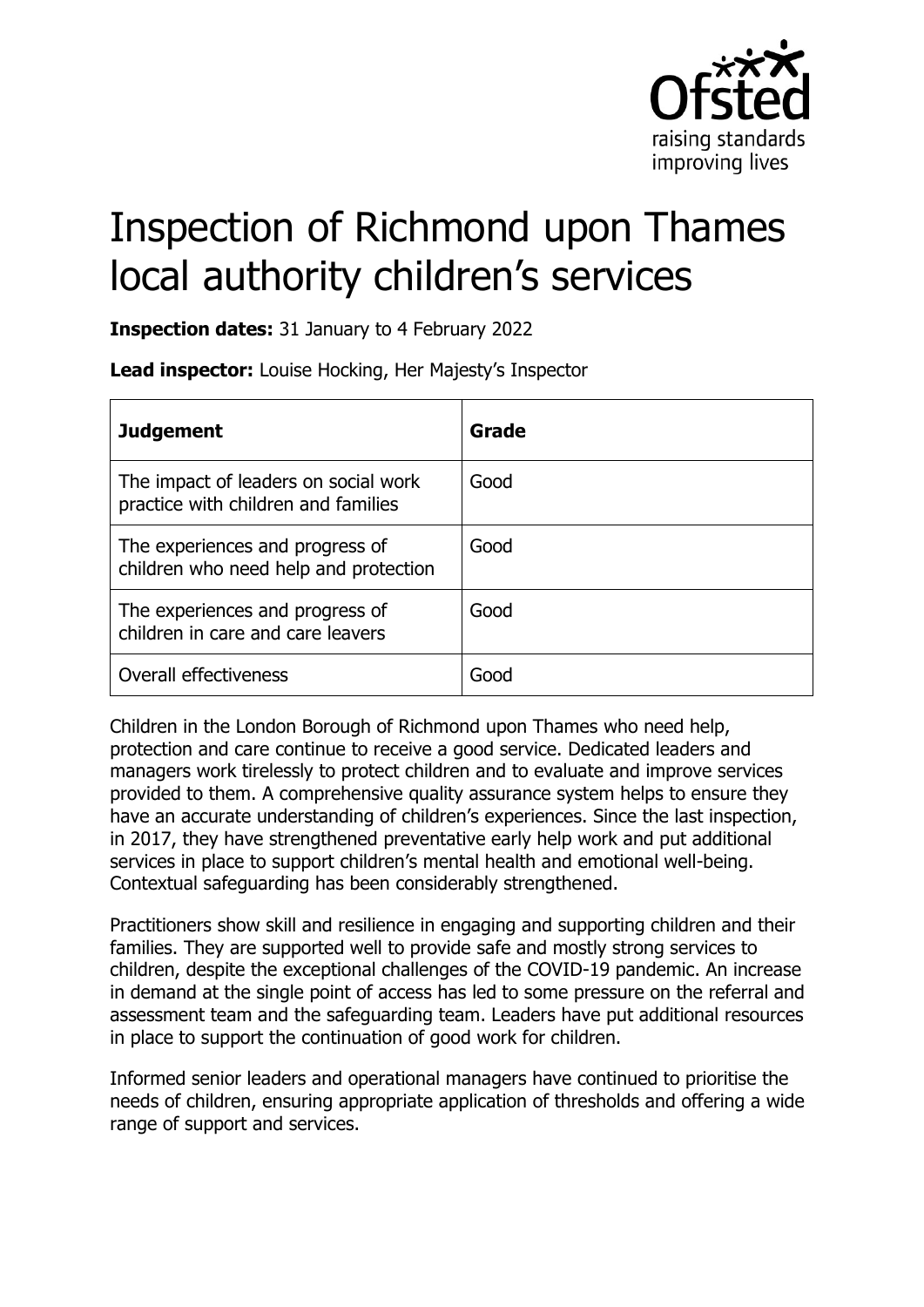# Inspection of Richmond upon Thames local authority children's services

**Inspection dates:** 31 January to 4 February 2022

**Lead inspector:** Louise Hocking, Her Majesty's Inspector

| Judgement | Grade |
| --- | --- |
| The impact of leaders on social work practice with children and families | Good |
| The experiences and progress of children who need help and protection | Good |
| The experiences and progress of children in care and care leavers | Good |
| Overall effectiveness | Good |

Children in the London Borough of Richmond upon Thames who need help, protection and care continue to receive a good service. Dedicated leaders and managers work tirelessly to protect children and to evaluate and improve services provided to them. A comprehensive quality assurance system helps to ensure they have an accurate understanding of children's experiences. Since the last inspection, in 2017, they have strengthened preventative early help work and put additional services in place to support children's mental health and emotional well-being. Contextual safeguarding has been considerably strengthened.

Practitioners show skill and resilience in engaging and supporting children and their families. They are supported well to provide safe and mostly strong services to children, despite the exceptional challenges of the COVID-19 pandemic. An increase in demand at the single point of access has led to some pressure on the referral and assessment team and the safeguarding team. Leaders have put additional resources in place to support the continuation of good work for children.

Informed senior leaders and operational managers have continued to prioritise the needs of children, ensuring appropriate application of thresholds and offering a wide range of support and services.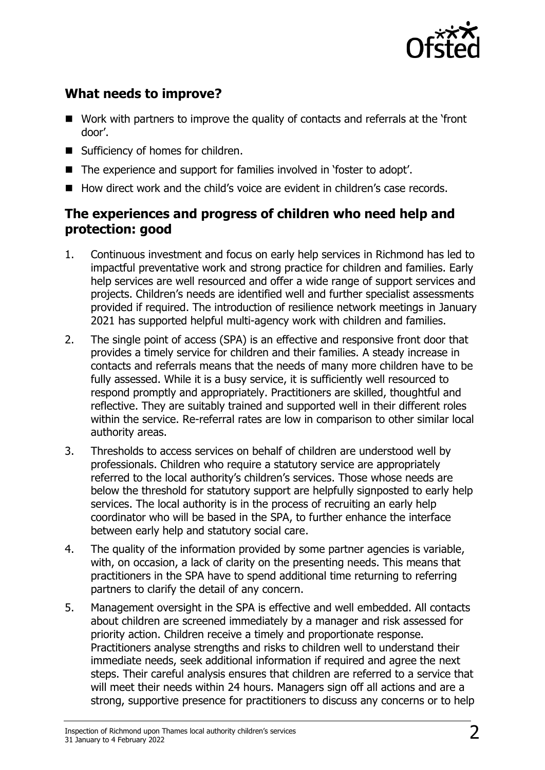## What needs to improve?

- Work with partners to improve the quality of contacts and referrals at the 'front door'.
- Sufficiency of homes for children.
- The experience and support for families involved in 'foster to adopt'.
- How direct work and the child's voice are evident in children's case records.

## The experiences and progress of children who need help and protection: good

1. Continuous investment and focus on early help services in Richmond has led to impactful preventative work and strong practice for children and families. Early help services are well resourced and offer a wide range of support services and projects. Children's needs are identified well and further specialist assessments provided if required. The introduction of resilience network meetings in January 2021 has supported helpful multi-agency work with children and families.
2. The single point of access (SPA) is an effective and responsive front door that provides a timely service for children and their families. A steady increase in contacts and referrals means that the needs of many more children have to be fully assessed. While it is a busy service, it is sufficiently well resourced to respond promptly and appropriately. Practitioners are skilled, thoughtful and reflective. They are suitably trained and supported well in their different roles within the service. Re-referral rates are low in comparison to other similar local authority areas.
3. Thresholds to access services on behalf of children are understood well by professionals. Children who require a statutory service are appropriately referred to the local authority's children's services. Those whose needs are below the threshold for statutory support are helpfully signposted to early help services. The local authority is in the process of recruiting an early help coordinator who will be based in the SPA, to further enhance the interface between early help and statutory social care.
4. The quality of the information provided by some partner agencies is variable, with, on occasion, a lack of clarity on the presenting needs. This means that practitioners in the SPA have to spend additional time returning to referring partners to clarify the detail of any concern.
5. Management oversight in the SPA is effective and well embedded. All contacts about children are screened immediately by a manager and risk assessed for priority action. Children receive a timely and proportionate response. Practitioners analyse strengths and risks to children well to understand their immediate needs, seek additional information if required and agree the next steps. Their careful analysis ensures that children are referred to a service that will meet their needs within 24 hours. Managers sign off all actions and are a strong, supportive presence for practitioners to discuss any concerns or to help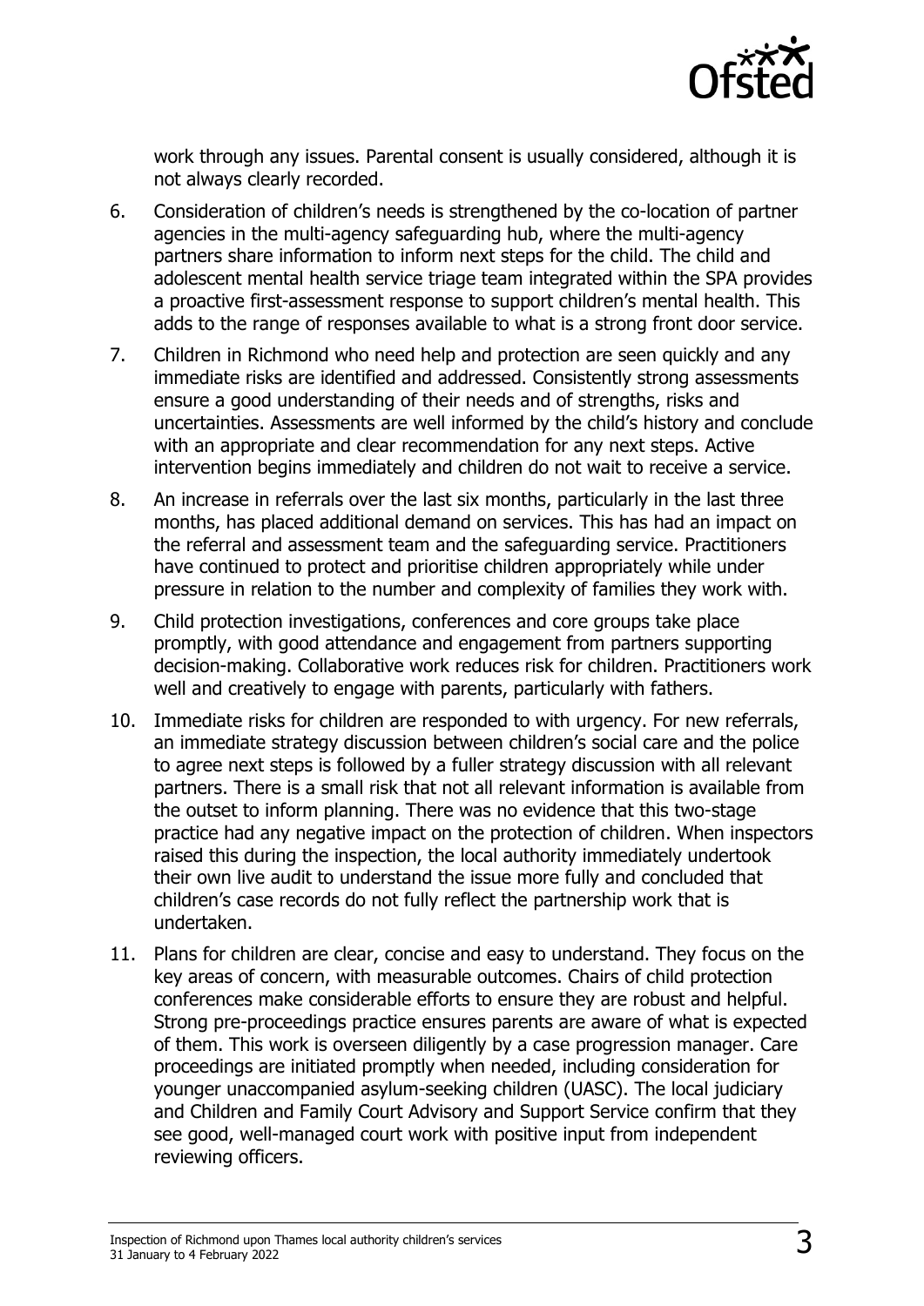work through any issues. Parental consent is usually considered, although it is not always clearly recorded.

6. Consideration of children's needs is strengthened by the co-location of partner agencies in the multi-agency safeguarding hub, where the multi-agency partners share information to inform next steps for the child. The child and adolescent mental health service triage team integrated within the SPA provides a proactive first-assessment response to support children's mental health. This adds to the range of responses available to what is a strong front door service.

7. Children in Richmond who need help and protection are seen quickly and any immediate risks are identified and addressed. Consistently strong assessments ensure a good understanding of their needs and of strengths, risks and uncertainties. Assessments are well informed by the child's history and conclude with an appropriate and clear recommendation for any next steps. Active intervention begins immediately and children do not wait to receive a service.

8. An increase in referrals over the last six months, particularly in the last three months, has placed additional demand on services. This has had an impact on the referral and assessment team and the safeguarding service. Practitioners have continued to protect and prioritise children appropriately while under pressure in relation to the number and complexity of families they work with.

9. Child protection investigations, conferences and core groups take place promptly, with good attendance and engagement from partners supporting decision-making. Collaborative work reduces risk for children. Practitioners work well and creatively to engage with parents, particularly with fathers.

10. Immediate risks for children are responded to with urgency. For new referrals, an immediate strategy discussion between children's social care and the police to agree next steps is followed by a fuller strategy discussion with all relevant partners. There is a small risk that not all relevant information is available from the outset to inform planning. There was no evidence that this two-stage practice had any negative impact on the protection of children. When inspectors raised this during the inspection, the local authority immediately undertook their own live audit to understand the issue more fully and concluded that children's case records do not fully reflect the partnership work that is undertaken.

11. Plans for children are clear, concise and easy to understand. They focus on the key areas of concern, with measurable outcomes. Chairs of child protection conferences make considerable efforts to ensure they are robust and helpful. Strong pre-proceedings practice ensures parents are aware of what is expected of them. This work is overseen diligently by a case progression manager. Care proceedings are initiated promptly when needed, including consideration for younger unaccompanied asylum-seeking children (UASC). The local judiciary and Children and Family Court Advisory and Support Service confirm that they see good, well-managed court work with positive input from independent reviewing officers.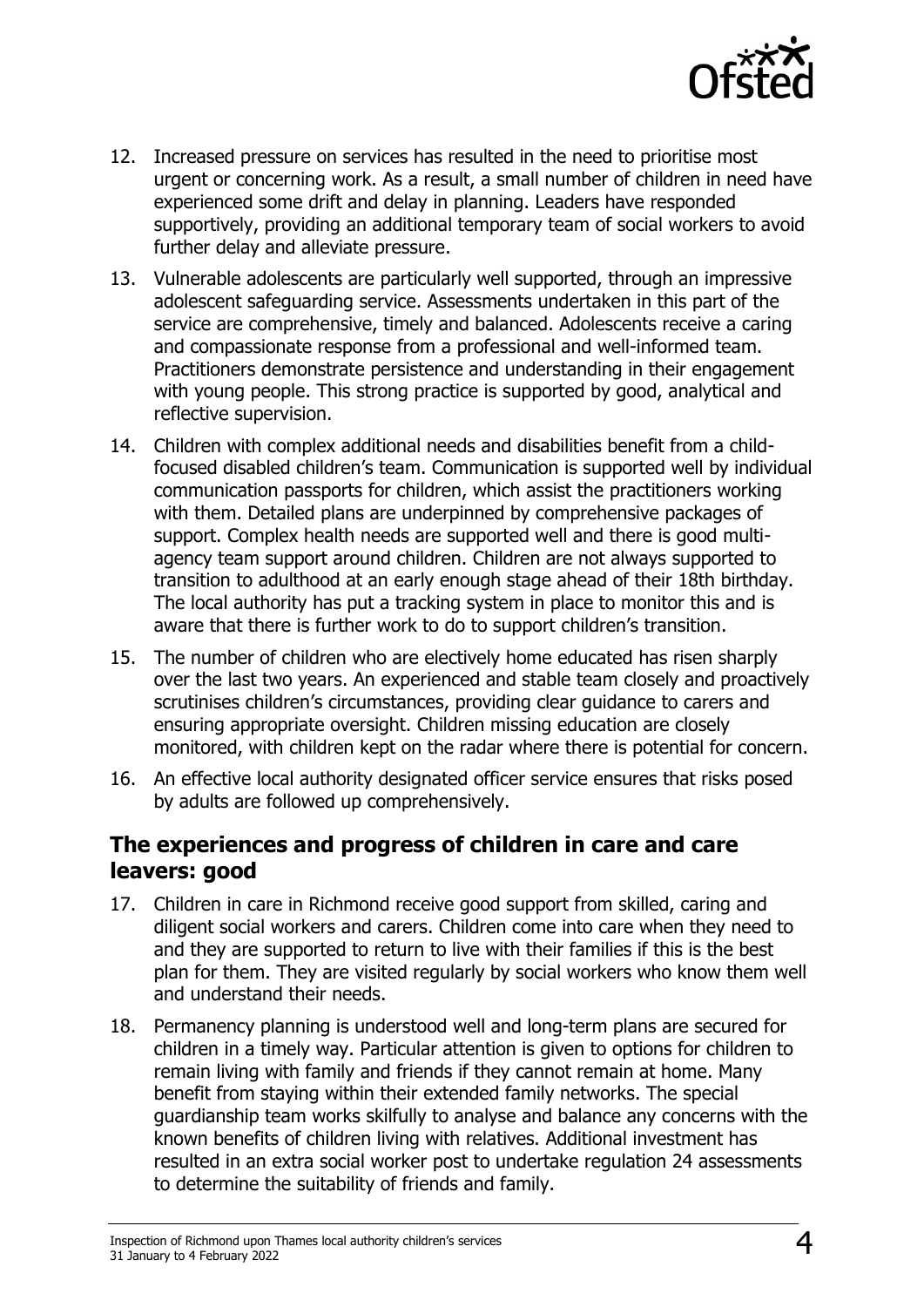12. Increased pressure on services has resulted in the need to prioritise most urgent or concerning work. As a result, a small number of children in need have experienced some drift and delay in planning. Leaders have responded supportively, providing an additional temporary team of social workers to avoid further delay and alleviate pressure.

13. Vulnerable adolescents are particularly well supported, through an impressive adolescent safeguarding service. Assessments undertaken in this part of the service are comprehensive, timely and balanced. Adolescents receive a caring and compassionate response from a professional and well-informed team. Practitioners demonstrate persistence and understanding in their engagement with young people. This strong practice is supported by good, analytical and reflective supervision.

14. Children with complex additional needs and disabilities benefit from a child-focused disabled children's team. Communication is supported well by individual communication passports for children, which assist the practitioners working with them. Detailed plans are underpinned by comprehensive packages of support. Complex health needs are supported well and there is good multi-agency team support around children. Children are not always supported to transition to adulthood at an early enough stage ahead of their 18th birthday. The local authority has put a tracking system in place to monitor this and is aware that there is further work to do to support children's transition.

15. The number of children who are electively home educated has risen sharply over the last two years. An experienced and stable team closely and proactively scrutinises children's circumstances, providing clear guidance to carers and ensuring appropriate oversight. Children missing education are closely monitored, with children kept on the radar where there is potential for concern.

16. An effective local authority designated officer service ensures that risks posed by adults are followed up comprehensively.

## The experiences and progress of children in care and care leavers: good

17. Children in care in Richmond receive good support from skilled, caring and diligent social workers and carers. Children come into care when they need to and they are supported to return to live with their families if this is the best plan for them. They are visited regularly by social workers who know them well and understand their needs.

18. Permanency planning is understood well and long-term plans are secured for children in a timely way. Particular attention is given to options for children to remain living with family and friends if they cannot remain at home. Many benefit from staying within their extended family networks. The special guardianship team works skilfully to analyse and balance any concerns with the known benefits of children living with relatives. Additional investment has resulted in an extra social worker post to undertake regulation 24 assessments to determine the suitability of friends and family.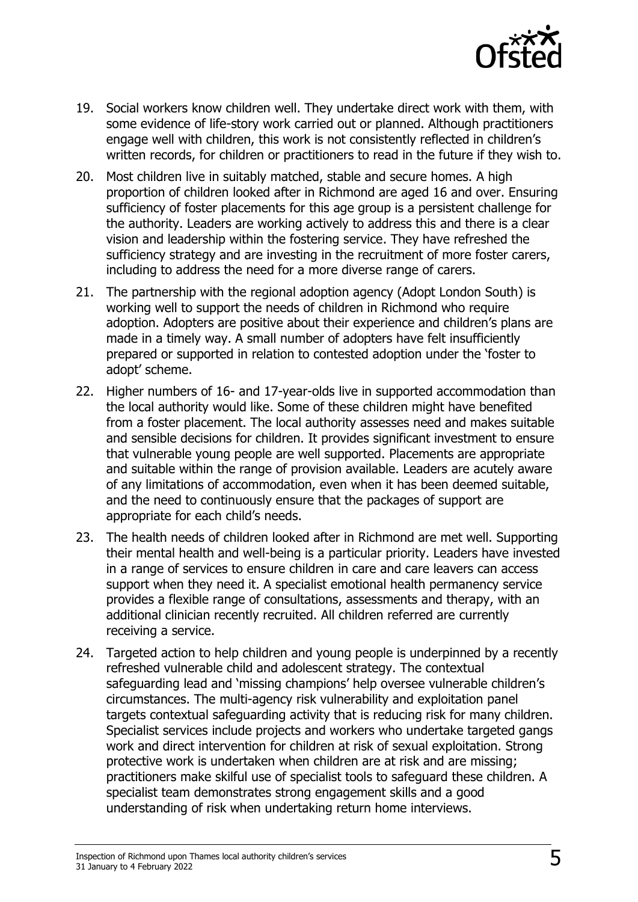19. Social workers know children well. They undertake direct work with them, with some evidence of life-story work carried out or planned. Although practitioners engage well with children, this work is not consistently reflected in children's written records, for children or practitioners to read in the future if they wish to.

20. Most children live in suitably matched, stable and secure homes. A high proportion of children looked after in Richmond are aged 16 and over. Ensuring sufficiency of foster placements for this age group is a persistent challenge for the authority. Leaders are working actively to address this and there is a clear vision and leadership within the fostering service. They have refreshed the sufficiency strategy and are investing in the recruitment of more foster carers, including to address the need for a more diverse range of carers.

21. The partnership with the regional adoption agency (Adopt London South) is working well to support the needs of children in Richmond who require adoption. Adopters are positive about their experience and children's plans are made in a timely way. A small number of adopters have felt insufficiently prepared or supported in relation to contested adoption under the 'foster to adopt' scheme.

22. Higher numbers of 16- and 17-year-olds live in supported accommodation than the local authority would like. Some of these children might have benefited from a foster placement. The local authority assesses need and makes suitable and sensible decisions for children. It provides significant investment to ensure that vulnerable young people are well supported. Placements are appropriate and suitable within the range of provision available. Leaders are acutely aware of any limitations of accommodation, even when it has been deemed suitable, and the need to continuously ensure that the packages of support are appropriate for each child's needs.

23. The health needs of children looked after in Richmond are met well. Supporting their mental health and well-being is a particular priority. Leaders have invested in a range of services to ensure children in care and care leavers can access support when they need it. A specialist emotional health permanency service provides a flexible range of consultations, assessments and therapy, with an additional clinician recently recruited. All children referred are currently receiving a service.

24. Targeted action to help children and young people is underpinned by a recently refreshed vulnerable child and adolescent strategy. The contextual safeguarding lead and 'missing champions' help oversee vulnerable children's circumstances. The multi-agency risk vulnerability and exploitation panel targets contextual safeguarding activity that is reducing risk for many children. Specialist services include projects and workers who undertake targeted gangs work and direct intervention for children at risk of sexual exploitation. Strong protective work is undertaken when children are at risk and are missing; practitioners make skilful use of specialist tools to safeguard these children. A specialist team demonstrates strong engagement skills and a good understanding of risk when undertaking return home interviews.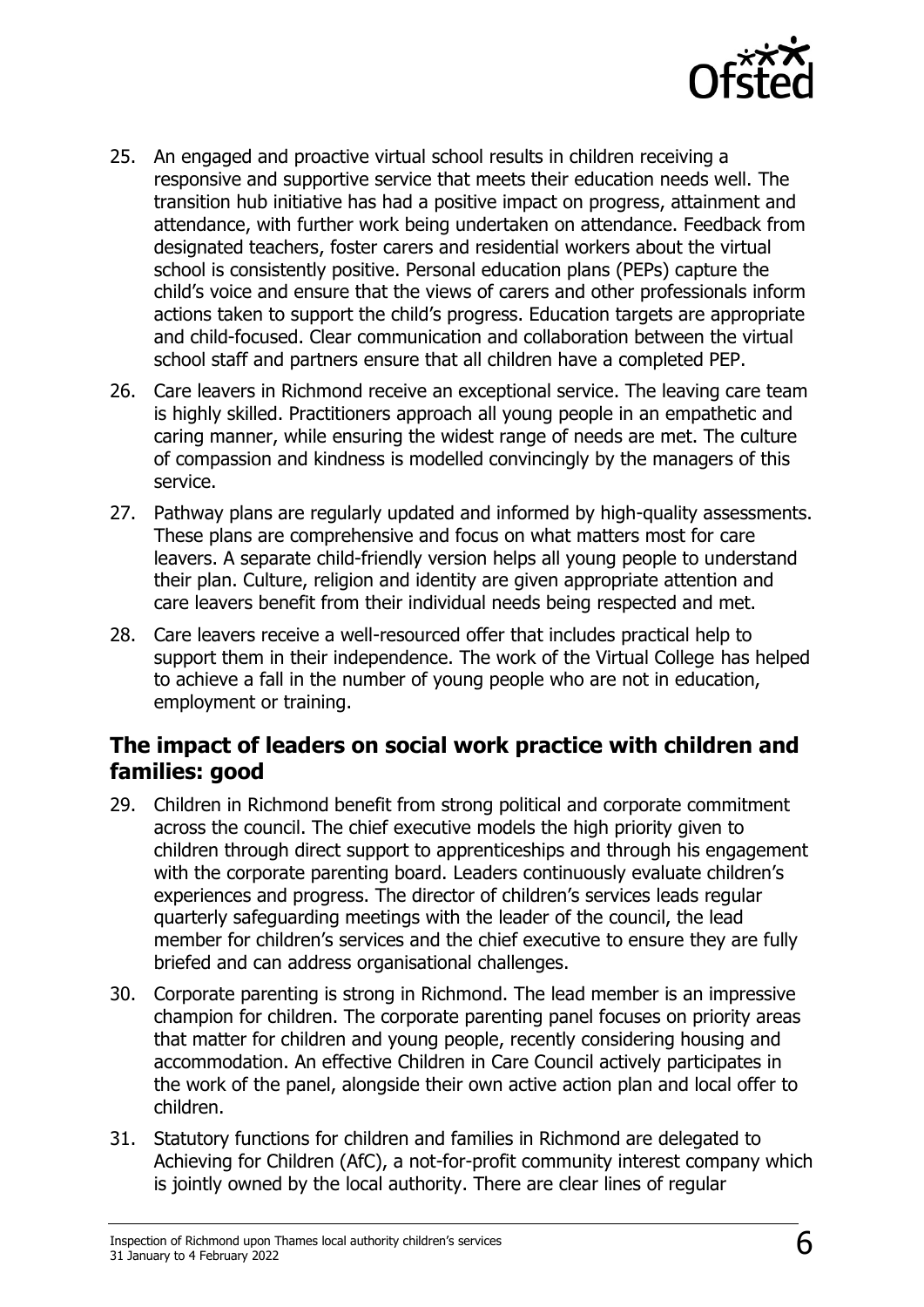25. An engaged and proactive virtual school results in children receiving a responsive and supportive service that meets their education needs well. The transition hub initiative has had a positive impact on progress, attainment and attendance, with further work being undertaken on attendance. Feedback from designated teachers, foster carers and residential workers about the virtual school is consistently positive. Personal education plans (PEPs) capture the child's voice and ensure that the views of carers and other professionals inform actions taken to support the child's progress. Education targets are appropriate and child-focused. Clear communication and collaboration between the virtual school staff and partners ensure that all children have a completed PEP.

26. Care leavers in Richmond receive an exceptional service. The leaving care team is highly skilled. Practitioners approach all young people in an empathetic and caring manner, while ensuring the widest range of needs are met. The culture of compassion and kindness is modelled convincingly by the managers of this service.

27. Pathway plans are regularly updated and informed by high-quality assessments. These plans are comprehensive and focus on what matters most for care leavers. A separate child-friendly version helps all young people to understand their plan. Culture, religion and identity are given appropriate attention and care leavers benefit from their individual needs being respected and met.

28. Care leavers receive a well-resourced offer that includes practical help to support them in their independence. The work of the Virtual College has helped to achieve a fall in the number of young people who are not in education, employment or training.

## The impact of leaders on social work practice with children and families: good

29. Children in Richmond benefit from strong political and corporate commitment across the council. The chief executive models the high priority given to children through direct support to apprenticeships and through his engagement with the corporate parenting board. Leaders continuously evaluate children's experiences and progress. The director of children's services leads regular quarterly safeguarding meetings with the leader of the council, the lead member for children's services and the chief executive to ensure they are fully briefed and can address organisational challenges.

30. Corporate parenting is strong in Richmond. The lead member is an impressive champion for children. The corporate parenting panel focuses on priority areas that matter for children and young people, recently considering housing and accommodation. An effective Children in Care Council actively participates in the work of the panel, alongside their own active action plan and local offer to children.

31. Statutory functions for children and families in Richmond are delegated to Achieving for Children (AfC), a not-for-profit community interest company which is jointly owned by the local authority. There are clear lines of regular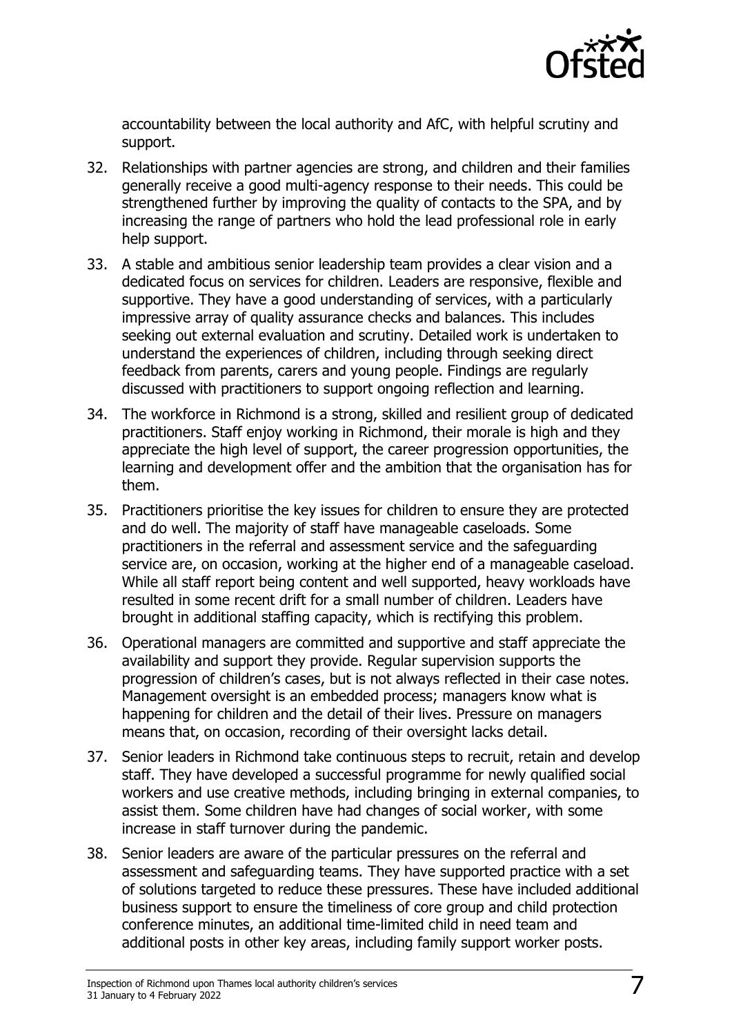accountability between the local authority and AfC, with helpful scrutiny and support.

32. Relationships with partner agencies are strong, and children and their families generally receive a good multi-agency response to their needs. This could be strengthened further by improving the quality of contacts to the SPA, and by increasing the range of partners who hold the lead professional role in early help support.

33. A stable and ambitious senior leadership team provides a clear vision and a dedicated focus on services for children. Leaders are responsive, flexible and supportive. They have a good understanding of services, with a particularly impressive array of quality assurance checks and balances. This includes seeking out external evaluation and scrutiny. Detailed work is undertaken to understand the experiences of children, including through seeking direct feedback from parents, carers and young people. Findings are regularly discussed with practitioners to support ongoing reflection and learning.

34. The workforce in Richmond is a strong, skilled and resilient group of dedicated practitioners. Staff enjoy working in Richmond, their morale is high and they appreciate the high level of support, the career progression opportunities, the learning and development offer and the ambition that the organisation has for them.

35. Practitioners prioritise the key issues for children to ensure they are protected and do well. The majority of staff have manageable caseloads. Some practitioners in the referral and assessment service and the safeguarding service are, on occasion, working at the higher end of a manageable caseload. While all staff report being content and well supported, heavy workloads have resulted in some recent drift for a small number of children. Leaders have brought in additional staffing capacity, which is rectifying this problem.

36. Operational managers are committed and supportive and staff appreciate the availability and support they provide. Regular supervision supports the progression of children's cases, but is not always reflected in their case notes. Management oversight is an embedded process; managers know what is happening for children and the detail of their lives. Pressure on managers means that, on occasion, recording of their oversight lacks detail.

37. Senior leaders in Richmond take continuous steps to recruit, retain and develop staff. They have developed a successful programme for newly qualified social workers and use creative methods, including bringing in external companies, to assist them. Some children have had changes of social worker, with some increase in staff turnover during the pandemic.

38. Senior leaders are aware of the particular pressures on the referral and assessment and safeguarding teams. They have supported practice with a set of solutions targeted to reduce these pressures. These have included additional business support to ensure the timeliness of core group and child protection conference minutes, an additional time-limited child in need team and additional posts in other key areas, including family support worker posts.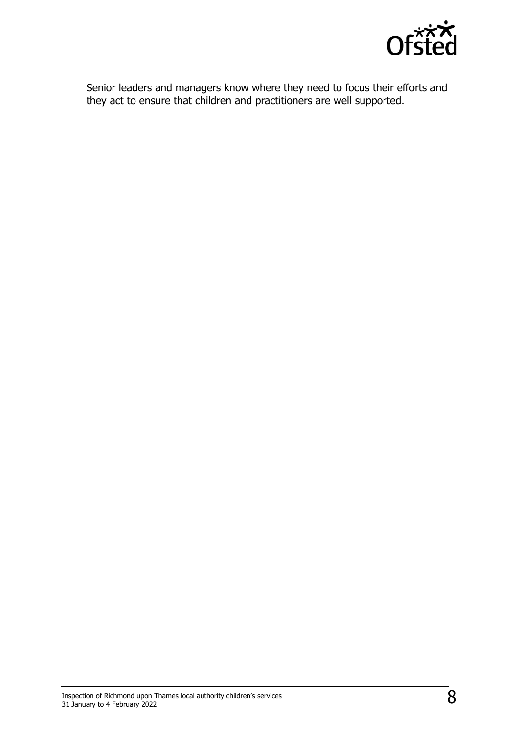Senior leaders and managers know where they need to focus their efforts and they act to ensure that children and practitioners are well supported.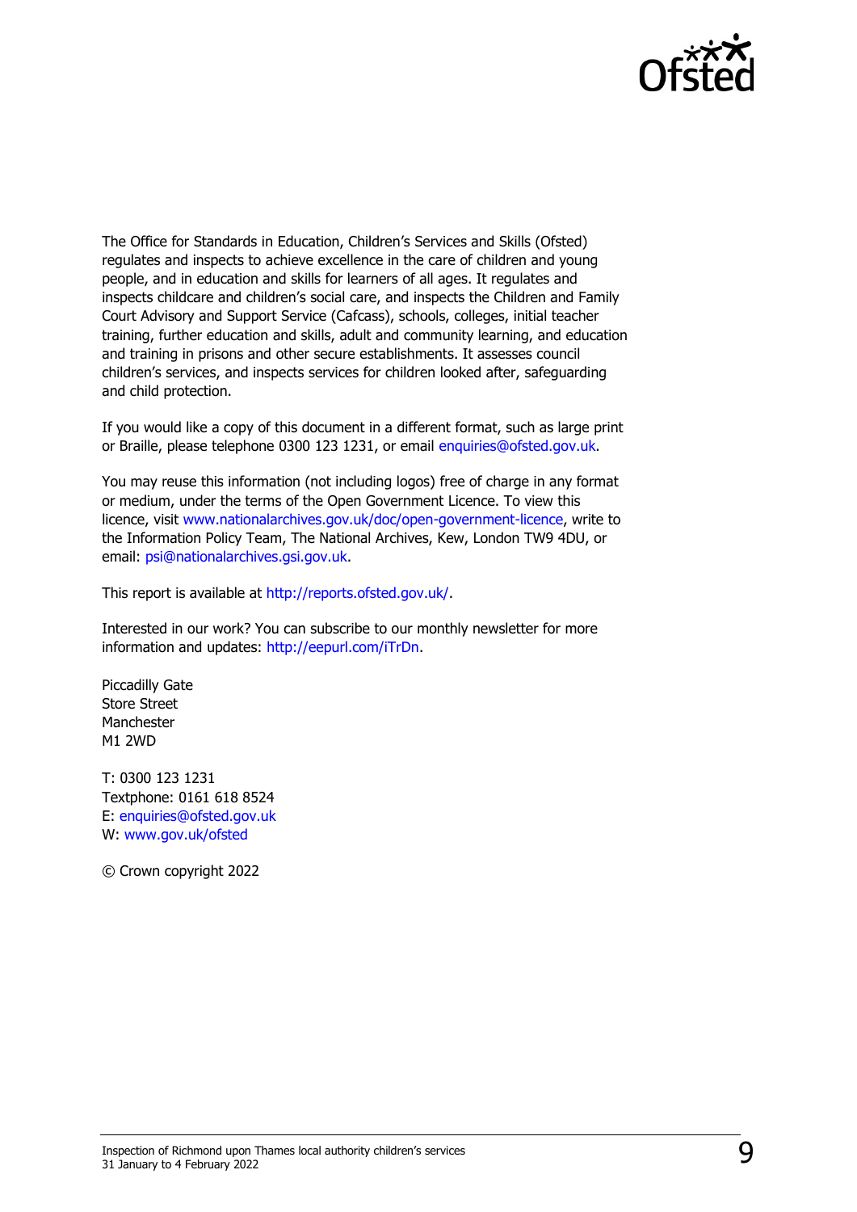The Office for Standards in Education, Children's Services and Skills (Ofsted) regulates and inspects to achieve excellence in the care of children and young people, and in education and skills for learners of all ages. It regulates and inspects childcare and children's social care, and inspects the Children and Family Court Advisory and Support Service (Cafcass), schools, colleges, initial teacher training, further education and skills, adult and community learning, and education and training in prisons and other secure establishments. It assesses council children's services, and inspects services for children looked after, safeguarding and child protection.

If you would like a copy of this document in a different format, such as large print or Braille, please telephone 0300 123 1231, or email enquiries@ofsted.gov.uk.

You may reuse this information (not including logos) free of charge in any format or medium, under the terms of the Open Government Licence. To view this licence, visit www.nationalarchives.gov.uk/doc/open-government-licence, write to the Information Policy Team, The National Archives, Kew, London TW9 4DU, or email: psi@nationalarchives.gsi.gov.uk.

This report is available at http://reports.ofsted.gov.uk/.

Interested in our work? You can subscribe to our monthly newsletter for more information and updates: http://eepurl.com/iTrDn.

Piccadilly Gate
Store Street
Manchester
M1 2WD

T: 0300 123 1231
Textphone: 0161 618 8524
E: enquiries@ofsted.gov.uk
W: www.gov.uk/ofsted

© Crown copyright 2022